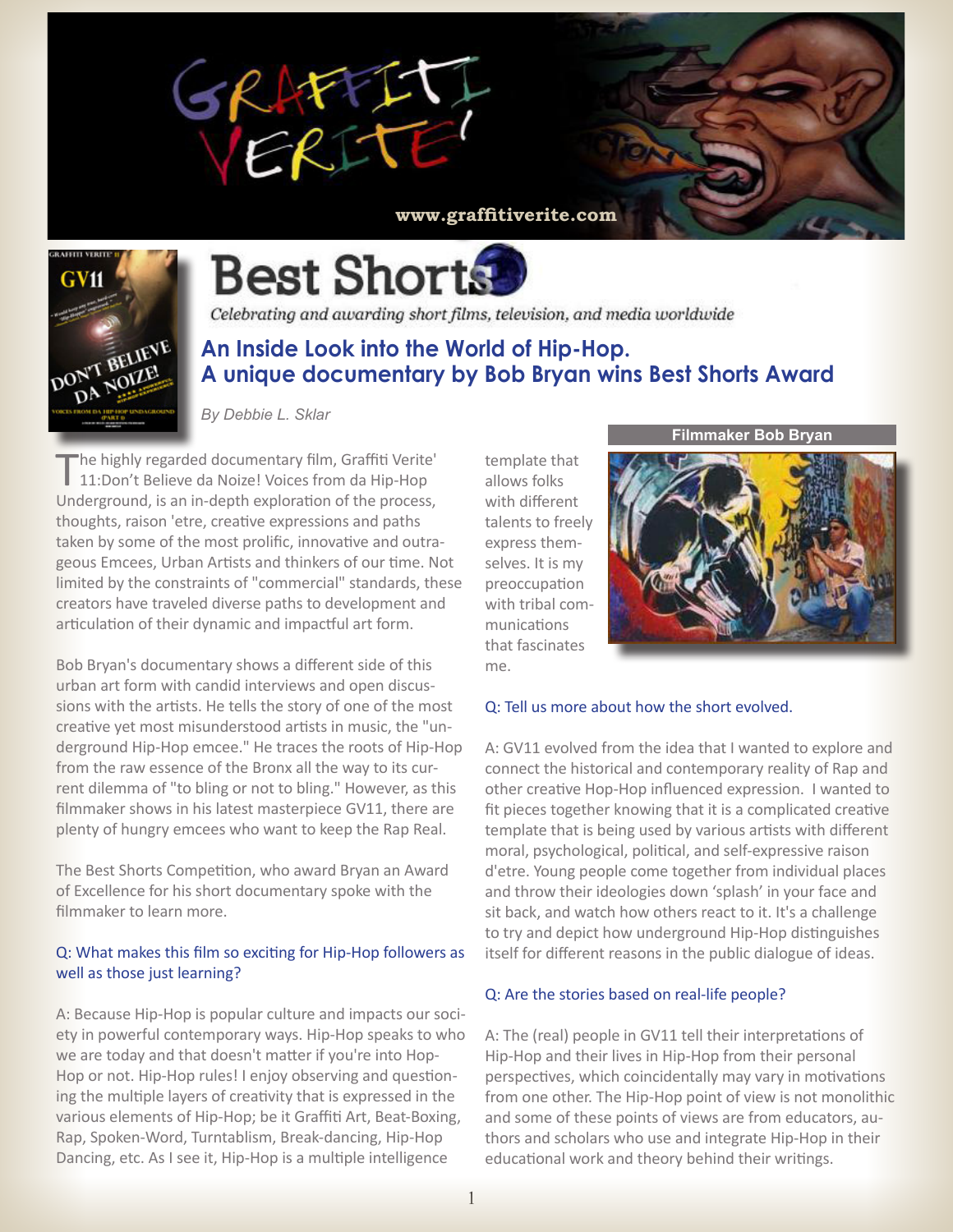GRAFFITI VERITE'

www.graffitiverite.com

# Best Shorts

*Celebrating and awarding short films, television, and media worldwide*

## An Inside Look into the World of Hip-Hop. A unique documentary by Bob Bryan wins Best Shorts Award

*By Debbie L. Sklar*

The highly regarded documentary film, Graffiti Verite' 11:Don't Believe da Noize! Voices from da Hip-Hop Underground, is an in-depth exploration of the process, thoughts, raison 'etre, creative expressions and paths taken by some of the most prolific, innovative and outrageous Emcees, Urban Artists and thinkers of our time. Not limited by the constraints of "commercial" standards, these creators have traveled diverse paths to development and articulation of their dynamic and impactful art form.

Bob Bryan's documentary shows a different side of this urban art form with candid interviews and open discussions with the artists. He tells the story of one of the most creative yet most misunderstood artists in music, the "underground Hip-Hop emcee." He traces the roots of Hip-Hop from the raw essence of the Bronx all the way to its current dilemma of "to bling or not to bling." However, as this filmmaker shows in his latest masterpiece GV11, there are plenty of hungry emcees who want to keep the Rap Real.

The Best Shorts Competition, who award Bryan an Award of Excellence for his short documentary spoke with the filmmaker to learn more.

Q: What makes this film so exciting for Hip-Hop followers as well as those just learning?

A: Because Hip-Hop is popular culture and impacts our society in powerful contemporary ways. Hip-Hop speaks to who we are today and that doesn't matter if you're into Hop-Hop or not. Hip-Hop rules! I enjoy observing and questioning the multiple layers of creativity that is expressed in the various elements of Hip-Hop; be it Graffiti Art, Beat-Boxing, Rap, Spoken-Word, Turntablism, Break-dancing, Hip-Hop Dancing, etc. As I see it, Hip-Hop is a multiple intelligence template that allows folks with different talents to freely express themselves. It is my preoccupation with tribal communications that fascinates me.

Filmmaker Bob Bryan

Q: Tell us more about how the short evolved.

A: GV11 evolved from the idea that I wanted to explore and connect the historical and contemporary reality of Rap and other creative Hop-Hop influenced expression. I wanted to fit pieces together knowing that it is a complicated creative template that is being used by various artists with different moral, psychological, political, and self-expressive raison d'etre. Young people come together from individual places and throw their ideologies down 'splash' in your face and sit back, and watch how others react to it. It's a challenge to try and depict how underground Hip-Hop distinguishes itself for different reasons in the public dialogue of ideas.

Q: Are the stories based on real-life people?

A: The (real) people in GV11 tell their interpretations of Hip-Hop and their lives in Hip-Hop from their personal perspectives, which coincidentally may vary in motivations from one other. The Hip-Hop point of view is not monolithic and some of these points of views are from educators, authors and scholars who use and integrate Hip-Hop in their educational work and theory behind their writings.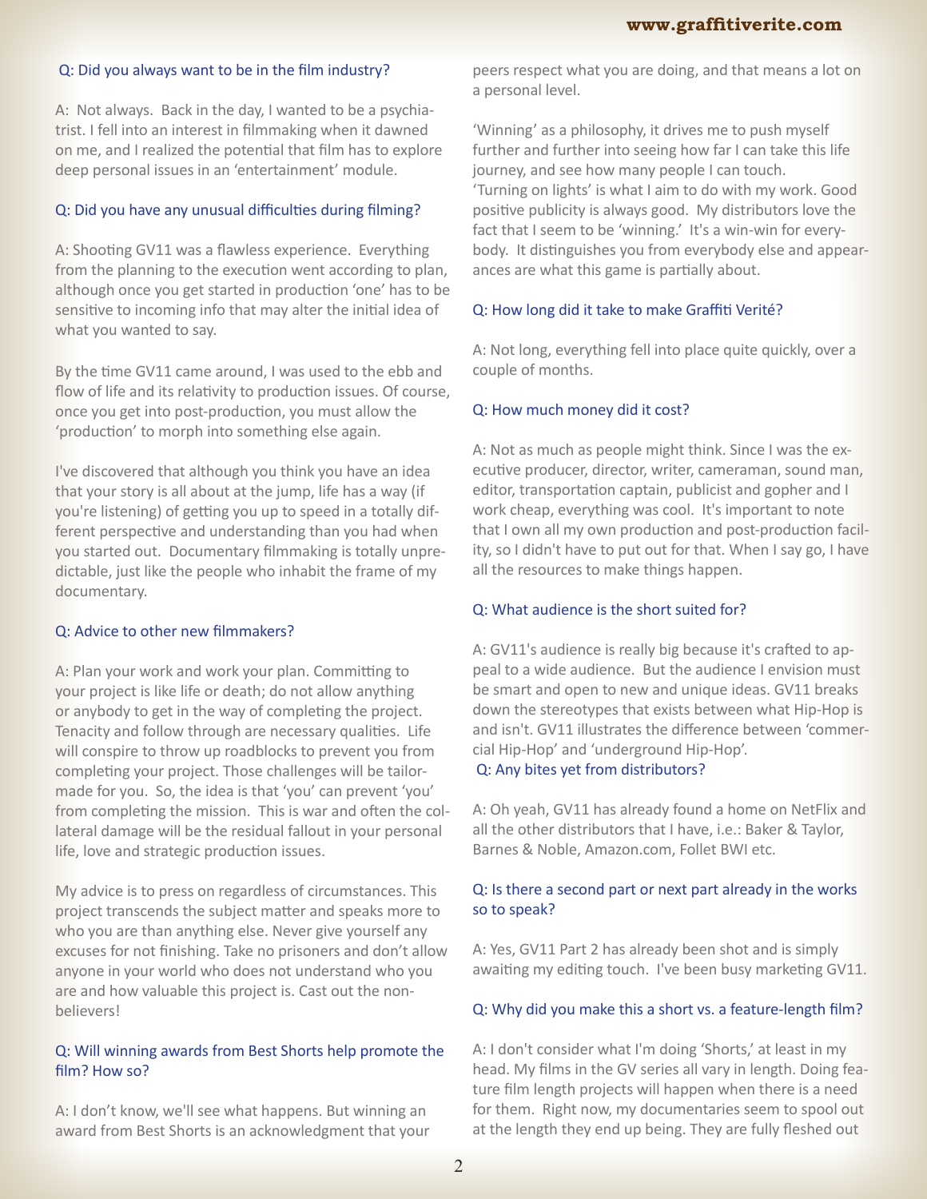Q: Did you always want to be in the film industry?

A: Not always. Back in the day, I wanted to be a psychiatrist. I fell into an interest in filmmaking when it dawned on me, and I realized the potential that film has to explore deep personal issues in an 'entertainment' module.

Q: Did you have any unusual difficulties during filming?

A: Shooting GV11 was a flawless experience. Everything from the planning to the execution went according to plan, although once you get started in production 'one' has to be sensitive to incoming info that may alter the initial idea of what you wanted to say.

By the time GV11 came around, I was used to the ebb and flow of life and its relativity to production issues. Of course, once you get into post-production, you must allow the 'production' to morph into something else again.

I've discovered that although you think you have an idea that your story is all about at the jump, life has a way (if you're listening) of getting you up to speed in a totally different perspective and understanding than you had when you started out. Documentary filmmaking is totally unpredictable, just like the people who inhabit the frame of my documentary.

Q: Advice to other new filmmakers?

A: Plan your work and work your plan. Committing to your project is like life or death; do not allow anything or anybody to get in the way of completing the project. Tenacity and follow through are necessary qualities. Life will conspire to throw up roadblocks to prevent you from completing your project. Those challenges will be tailor-made for you. So, the idea is that 'you' can prevent 'you' from completing the mission. This is war and often the collateral damage will be the residual fallout in your personal life, love and strategic production issues.

My advice is to press on regardless of circumstances. This project transcends the subject matter and speaks more to who you are than anything else. Never give yourself any excuses for not finishing. Take no prisoners and don't allow anyone in your world who does not understand who you are and how valuable this project is. Cast out the non-believers!

Q: Will winning awards from Best Shorts help promote the film? How so?

A: I don't know, we'll see what happens. But winning an award from Best Shorts is an acknowledgment that your peers respect what you are doing, and that means a lot on a personal level.

'Winning' as a philosophy, it drives me to push myself further and further into seeing how far I can take this life journey, and see how many people I can touch. 'Turning on lights' is what I aim to do with my work. Good positive publicity is always good. My distributors love the fact that I seem to be 'winning.' It's a win-win for everybody. It distinguishes you from everybody else and appearances are what this game is partially about.

Q: How long did it take to make Graffiti Verité?

A: Not long, everything fell into place quite quickly, over a couple of months.

Q: How much money did it cost?

A: Not as much as people might think. Since I was the executive producer, director, writer, cameraman, sound man, editor, transportation captain, publicist and gopher and I work cheap, everything was cool. It's important to note that I own all my own production and post-production facility, so I didn't have to put out for that. When I say go, I have all the resources to make things happen.

Q: What audience is the short suited for?

A: GV11's audience is really big because it's crafted to appeal to a wide audience. But the audience I envision must be smart and open to new and unique ideas. GV11 breaks down the stereotypes that exists between what Hip-Hop is and isn't. GV11 illustrates the difference between 'commercial Hip-Hop' and 'underground Hip-Hop'.

Q: Any bites yet from distributors?

A: Oh yeah, GV11 has already found a home on NetFlix and all the other distributors that I have, i.e.: Baker & Taylor, Barnes & Noble, Amazon.com, Follet BWI etc.

Q: Is there a second part or next part already in the works so to speak?

A: Yes, GV11 Part 2 has already been shot and is simply awaiting my editing touch. I've been busy marketing GV11.

Q: Why did you make this a short vs. a feature-length film?

A: I don't consider what I'm doing 'Shorts,' at least in my head. My films in the GV series all vary in length. Doing feature film length projects will happen when there is a need for them. Right now, my documentaries seem to spool out at the length they end up being. They are fully fleshed out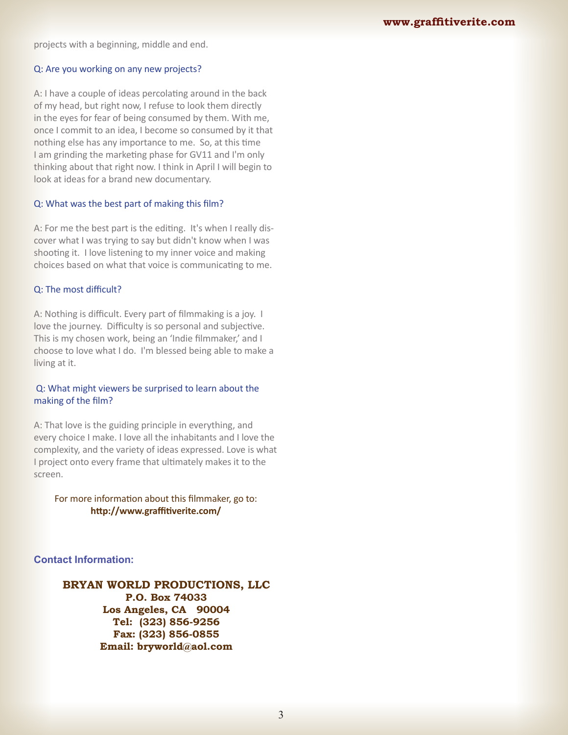projects with a beginning, middle and end.

Q: Are you working on any new projects?

A: I have a couple of ideas percolating around in the back of my head, but right now, I refuse to look them directly in the eyes for fear of being consumed by them. With me, once I commit to an idea, I become so consumed by it that nothing else has any importance to me. So, at this time I am grinding the marketing phase for GV11 and I'm only thinking about that right now. I think in April I will begin to look at ideas for a brand new documentary.

Q: What was the best part of making this film?

A: For me the best part is the editing. It's when I really discover what I was trying to say but didn't know when I was shooting it. I love listening to my inner voice and making choices based on what that voice is communicating to me.

Q: The most difficult?

A: Nothing is difficult. Every part of filmmaking is a joy. I love the journey. Difficulty is so personal and subjective. This is my chosen work, being an 'Indie filmmaker,' and I choose to love what I do. I'm blessed being able to make a living at it.

Q: What might viewers be surprised to learn about the making of the film?

A: That love is the guiding principle in everything, and every choice I make. I love all the inhabitants and I love the complexity, and the variety of ideas expressed. Love is what I project onto every frame that ultimately makes it to the screen.

For more information about this filmmaker, go to:
**http://www.graffitiverite.com/**

## Contact Information:

**BRYAN WORLD PRODUCTIONS, LLC**
**P.O. Box 74033**
**Los Angeles, CA 90004**
**Tel: (323) 856-9256**
**Fax: (323) 856-0855**
**Email: bryworld@aol.com**